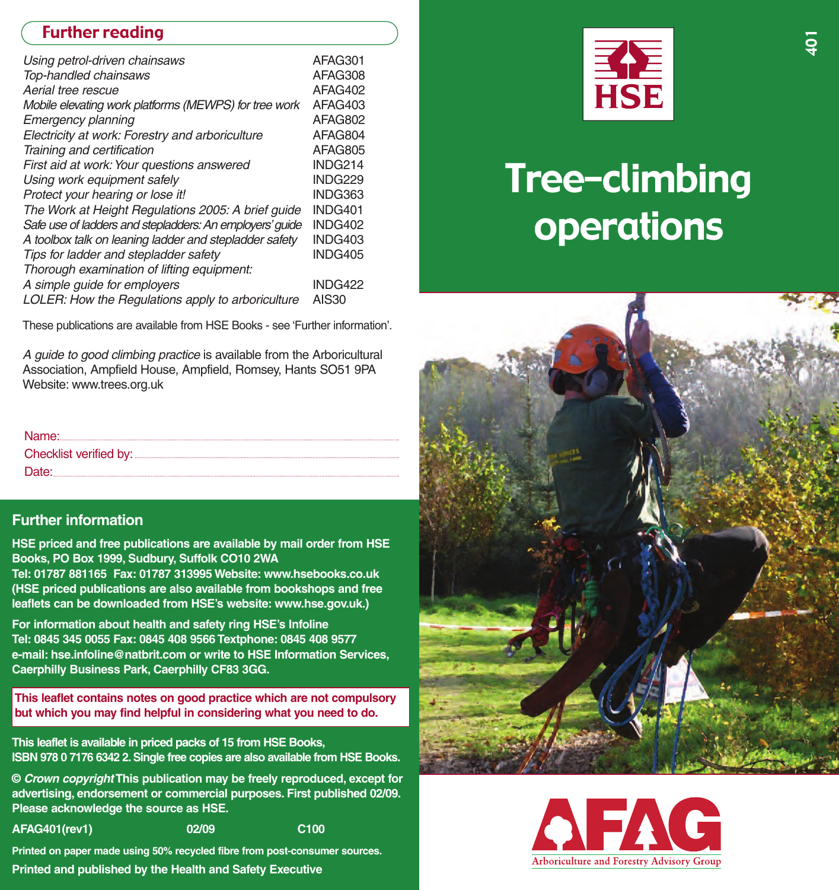## Further reading

| | |
|---|---|
| *Using petrol-driven chainsaws* | AFAG301 |
| *Top-handled chainsaws* | AFAG308 |
| *Aerial tree rescue* | AFAG402 |
| *Mobile elevating work platforms (MEWPS) for tree work* | AFAG403 |
| *Emergency planning* | AFAG802 |
| *Electricity at work: Forestry and arboriculture* | AFAG804 |
| *Training and certification* | AFAG805 |
| *First aid at work: Your questions answered* | INDG214 |
| *Using work equipment safely* | INDG229 |
| *Protect your hearing or lose it!* | INDG363 |
| *The Work at Height Regulations 2005: A brief guide* | INDG401 |
| *Safe use of ladders and stepladders: An employers' guide* | INDG402 |
| *A toolbox talk on leaning ladder and stepladder safety* | INDG403 |
| *Tips for ladder and stepladder safety* | INDG405 |
| *Thorough examination of lifting equipment: A simple guide for employers* | INDG422 |
| *LOLER: How the Regulations apply to arboriculture* | AIS30 |

These publications are available from HSE Books - see 'Further information'.

*A guide to good climbing practice* is available from the Arboricultural Association, Ampfield House, Ampfield, Romsey, Hants SO51 9PA Website: www.trees.org.uk

Name:

Checklist verified by:

Date:

## Further information

**HSE priced and free publications are available by mail order from HSE Books, PO Box 1999, Sudbury, Suffolk CO10 2WA Tel: 01787 881165 Fax: 01787 313995 Website: www.hsebooks.co.uk (HSE priced publications are also available from bookshops and free leaflets can be downloaded from HSE's website: www.hse.gov.uk.)**

**For information about health and safety ring HSE's Infoline Tel: 0845 345 0055 Fax: 0845 408 9566 Textphone: 0845 408 9577 e-mail: hse.infoline@natbrit.com or write to HSE Information Services, Caerphilly Business Park, Caerphilly CF83 3GG.**

**This leaflet contains notes on good practice which are not compulsory but which you may find helpful in considering what you need to do.**

**This leaflet is available in priced packs of 15 from HSE Books, ISBN 978 0 7176 6342 2. Single free copies are also available from HSE Books.**

**© *Crown copyright* This publication may be freely reproduced, except for advertising, endorsement or commercial purposes. First published 02/09. Please acknowledge the source as HSE.**

**AFAG401(rev1) 02/09 C100**

**Printed on paper made using 50% recycled fibre from post-consumer sources.**

**Printed and published by the Health and Safety Executive**

401

HSE

# Tree-climbing operations

AFAG

Arboriculture and Forestry Advisory Group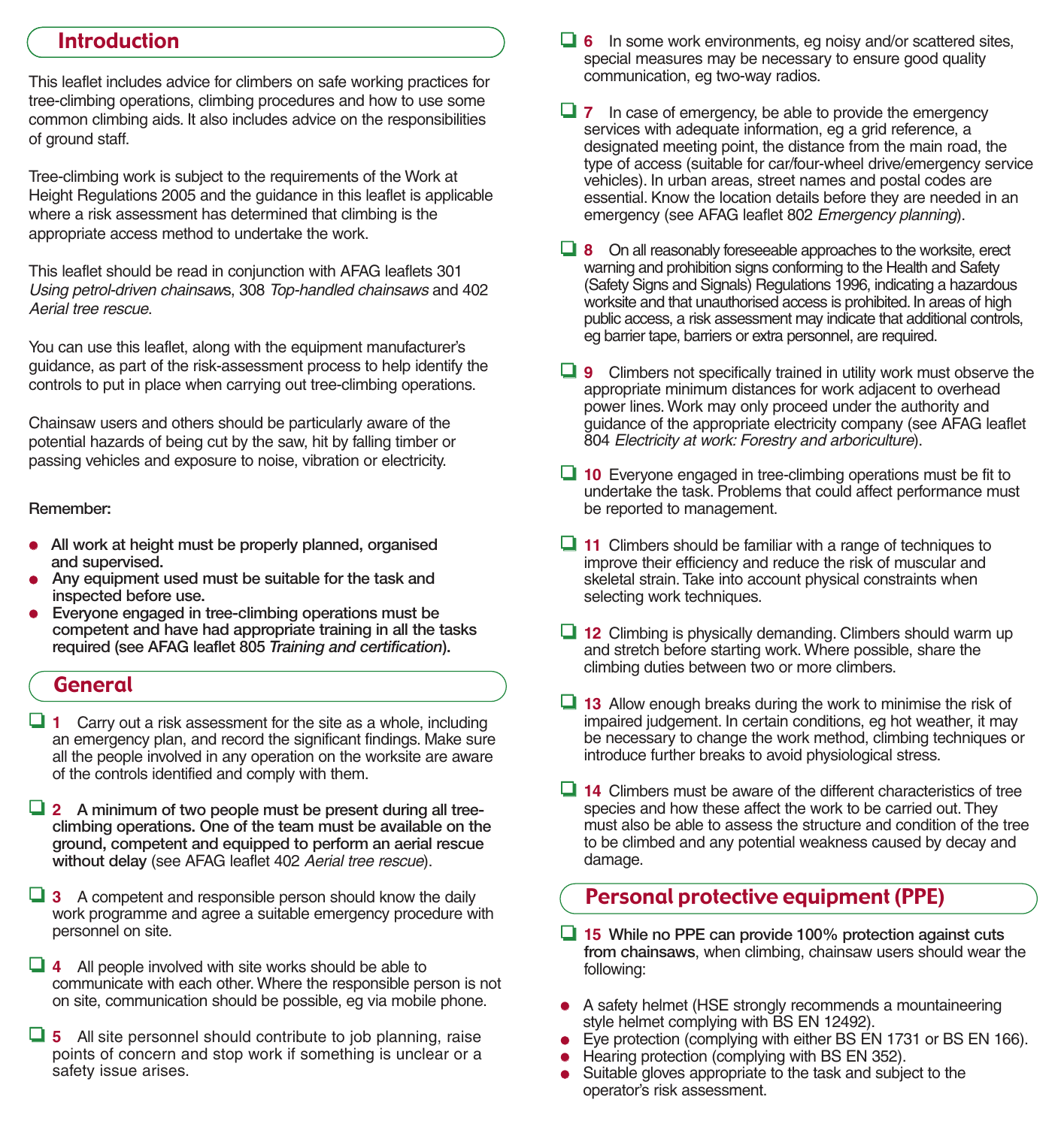## Introduction

This leaflet includes advice for climbers on safe working practices for tree-climbing operations, climbing procedures and how to use some common climbing aids. It also includes advice on the responsibilities of ground staff.

Tree-climbing work is subject to the requirements of the Work at Height Regulations 2005 and the guidance in this leaflet is applicable where a risk assessment has determined that climbing is the appropriate access method to undertake the work.

This leaflet should be read in conjunction with AFAG leaflets 301 *Using petrol-driven chainsaws*, 308 *Top-handled chainsaws* and 402 *Aerial tree rescue*.

You can use this leaflet, along with the equipment manufacturer's guidance, as part of the risk-assessment process to help identify the controls to put in place when carrying out tree-climbing operations.

Chainsaw users and others should be particularly aware of the potential hazards of being cut by the saw, hit by falling timber or passing vehicles and exposure to noise, vibration or electricity.

**Remember:**

- **All work at height must be properly planned, organised and supervised.**
- **Any equipment used must be suitable for the task and inspected before use.**
- **Everyone engaged in tree-climbing operations must be competent and have had appropriate training in all the tasks required (see AFAG leaflet 805 *Training and certification*).**

## General

- ❑ **1** Carry out a risk assessment for the site as a whole, including an emergency plan, and record the significant findings. Make sure all the people involved in any operation on the worksite are aware of the controls identified and comply with them.

- ❑ **2** **A minimum of two people must be present during all tree-climbing operations. One of the team must be available on the ground, competent and equipped to perform an aerial rescue without delay** (see AFAG leaflet 402 *Aerial tree rescue*).

- ❑ **3** A competent and responsible person should know the daily work programme and agree a suitable emergency procedure with personnel on site.

- ❑ **4** All people involved with site works should be able to communicate with each other. Where the responsible person is not on site, communication should be possible, eg via mobile phone.

- ❑ **5** All site personnel should contribute to job planning, raise points of concern and stop work if something is unclear or a safety issue arises.

- ❑ **6** In some work environments, eg noisy and/or scattered sites, special measures may be necessary to ensure good quality communication, eg two-way radios.

- ❑ **7** In case of emergency, be able to provide the emergency services with adequate information, eg a grid reference, a designated meeting point, the distance from the main road, the type of access (suitable for car/four-wheel drive/emergency service vehicles). In urban areas, street names and postal codes are essential. Know the location details before they are needed in an emergency (see AFAG leaflet 802 *Emergency planning*).

- ❑ **8** On all reasonably foreseeable approaches to the worksite, erect warning and prohibition signs conforming to the Health and Safety (Safety Signs and Signals) Regulations 1996, indicating a hazardous worksite and that unauthorised access is prohibited. In areas of high public access, a risk assessment may indicate that additional controls, eg barrier tape, barriers or extra personnel, are required.

- ❑ **9** Climbers not specifically trained in utility work must observe the appropriate minimum distances for work adjacent to overhead power lines. Work may only proceed under the authority and guidance of the appropriate electricity company (see AFAG leaflet 804 *Electricity at work: Forestry and arboriculture*).

- ❑ **10** Everyone engaged in tree-climbing operations must be fit to undertake the task. Problems that could affect performance must be reported to management.

- ❑ **11** Climbers should be familiar with a range of techniques to improve their efficiency and reduce the risk of muscular and skeletal strain. Take into account physical constraints when selecting work techniques.

- ❑ **12** Climbing is physically demanding. Climbers should warm up and stretch before starting work. Where possible, share the climbing duties between two or more climbers.

- ❑ **13** Allow enough breaks during the work to minimise the risk of impaired judgement. In certain conditions, eg hot weather, it may be necessary to change the work method, climbing techniques or introduce further breaks to avoid physiological stress.

- ❑ **14** Climbers must be aware of the different characteristics of tree species and how these affect the work to be carried out. They must also be able to assess the structure and condition of the tree to be climbed and any potential weakness caused by decay and damage.

## Personal protective equipment (PPE)

- ❑ **15** **While no PPE can provide 100% protection against cuts from chainsaws**, when climbing, chainsaw users should wear the following:

  - A safety helmet (HSE strongly recommends a mountaineering style helmet complying with BS EN 12492).
  - Eye protection (complying with either BS EN 1731 or BS EN 166).
  - Hearing protection (complying with BS EN 352).
  - Suitable gloves appropriate to the task and subject to the operator's risk assessment.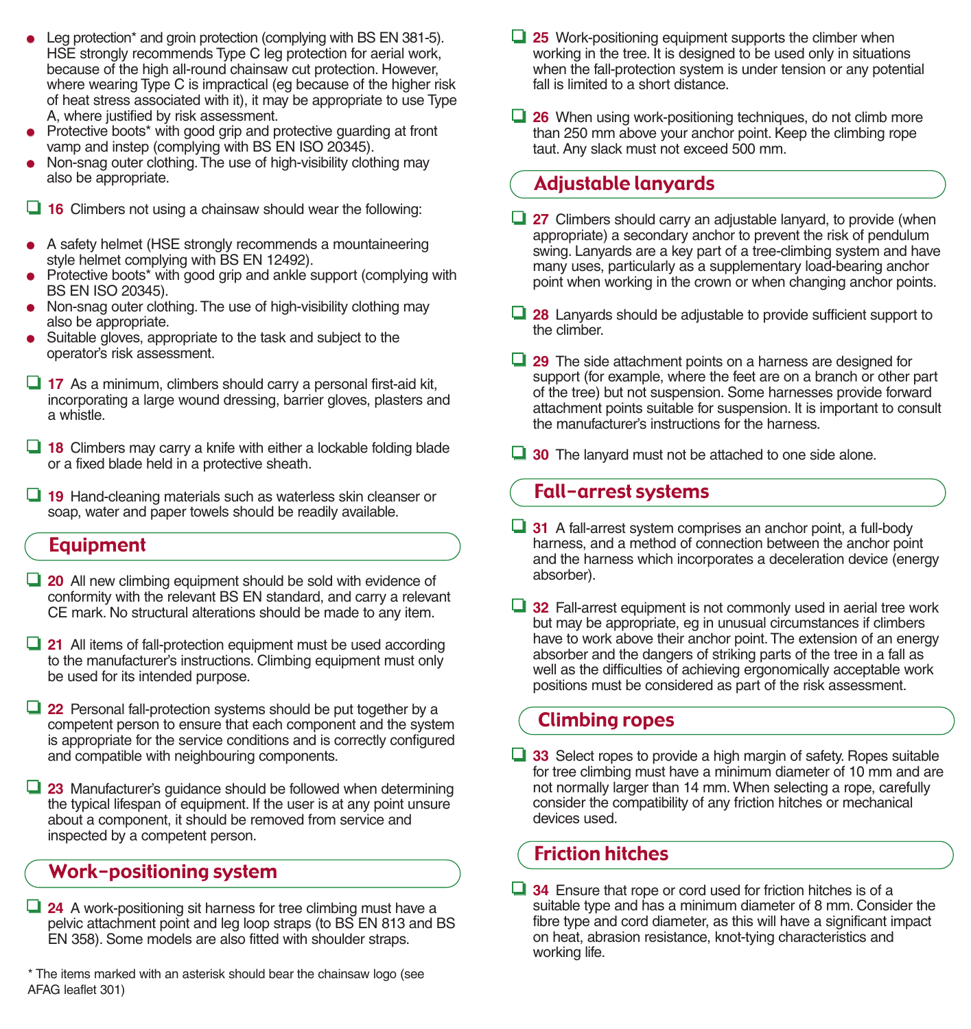- Leg protection* and groin protection (complying with BS EN 381-5). HSE strongly recommends Type C leg protection for aerial work, because of the high all-round chainsaw cut protection. However, where wearing Type C is impractical (eg because of the higher risk of heat stress associated with it), it may be appropriate to use Type A, where justified by risk assessment.
- Protective boots* with good grip and protective guarding at front vamp and instep (complying with BS EN ISO 20345).
- Non-snag outer clothing. The use of high-visibility clothing may also be appropriate.

❑ **16** Climbers not using a chainsaw should wear the following:

- A safety helmet (HSE strongly recommends a mountaineering style helmet complying with BS EN 12492).
- Protective boots* with good grip and ankle support (complying with BS EN ISO 20345).
- Non-snag outer clothing. The use of high-visibility clothing may also be appropriate.
- Suitable gloves, appropriate to the task and subject to the operator's risk assessment.

❑ **17** As a minimum, climbers should carry a personal first-aid kit, incorporating a large wound dressing, barrier gloves, plasters and a whistle.

❑ **18** Climbers may carry a knife with either a lockable folding blade or a fixed blade held in a protective sheath.

❑ **19** Hand-cleaning materials such as waterless skin cleanser or soap, water and paper towels should be readily available.

## Equipment

❑ **20** All new climbing equipment should be sold with evidence of conformity with the relevant BS EN standard, and carry a relevant CE mark. No structural alterations should be made to any item.

❑ **21** All items of fall-protection equipment must be used according to the manufacturer's instructions. Climbing equipment must only be used for its intended purpose.

❑ **22** Personal fall-protection systems should be put together by a competent person to ensure that each component and the system is appropriate for the service conditions and is correctly configured and compatible with neighbouring components.

❑ **23** Manufacturer's guidance should be followed when determining the typical lifespan of equipment. If the user is at any point unsure about a component, it should be removed from service and inspected by a competent person.

## Work-positioning system

❑ **24** A work-positioning sit harness for tree climbing must have a pelvic attachment point and leg loop straps (to BS EN 813 and BS EN 358). Some models are also fitted with shoulder straps.

* The items marked with an asterisk should bear the chainsaw logo (see AFAG leaflet 301)

❑ **25** Work-positioning equipment supports the climber when working in the tree. It is designed to be used only in situations when the fall-protection system is under tension or any potential fall is limited to a short distance.

❑ **26** When using work-positioning techniques, do not climb more than 250 mm above your anchor point. Keep the climbing rope taut. Any slack must not exceed 500 mm.

## Adjustable lanyards

❑ **27** Climbers should carry an adjustable lanyard, to provide (when appropriate) a secondary anchor to prevent the risk of pendulum swing. Lanyards are a key part of a tree-climbing system and have many uses, particularly as a supplementary load-bearing anchor point when working in the crown or when changing anchor points.

❑ **28** Lanyards should be adjustable to provide sufficient support to the climber.

❑ **29** The side attachment points on a harness are designed for support (for example, where the feet are on a branch or other part of the tree) but not suspension. Some harnesses provide forward attachment points suitable for suspension. It is important to consult the manufacturer's instructions for the harness.

❑ **30** The lanyard must not be attached to one side alone.

## Fall-arrest systems

❑ **31** A fall-arrest system comprises an anchor point, a full-body harness, and a method of connection between the anchor point and the harness which incorporates a deceleration device (energy absorber).

❑ **32** Fall-arrest equipment is not commonly used in aerial tree work but may be appropriate, eg in unusual circumstances if climbers have to work above their anchor point. The extension of an energy absorber and the dangers of striking parts of the tree in a fall as well as the difficulties of achieving ergonomically acceptable work positions must be considered as part of the risk assessment.

## Climbing ropes

❑ **33** Select ropes to provide a high margin of safety. Ropes suitable for tree climbing must have a minimum diameter of 10 mm and are not normally larger than 14 mm. When selecting a rope, carefully consider the compatibility of any friction hitches or mechanical devices used.

## Friction hitches

❑ **34** Ensure that rope or cord used for friction hitches is of a suitable type and has a minimum diameter of 8 mm. Consider the fibre type and cord diameter, as this will have a significant impact on heat, abrasion resistance, knot-tying characteristics and working life.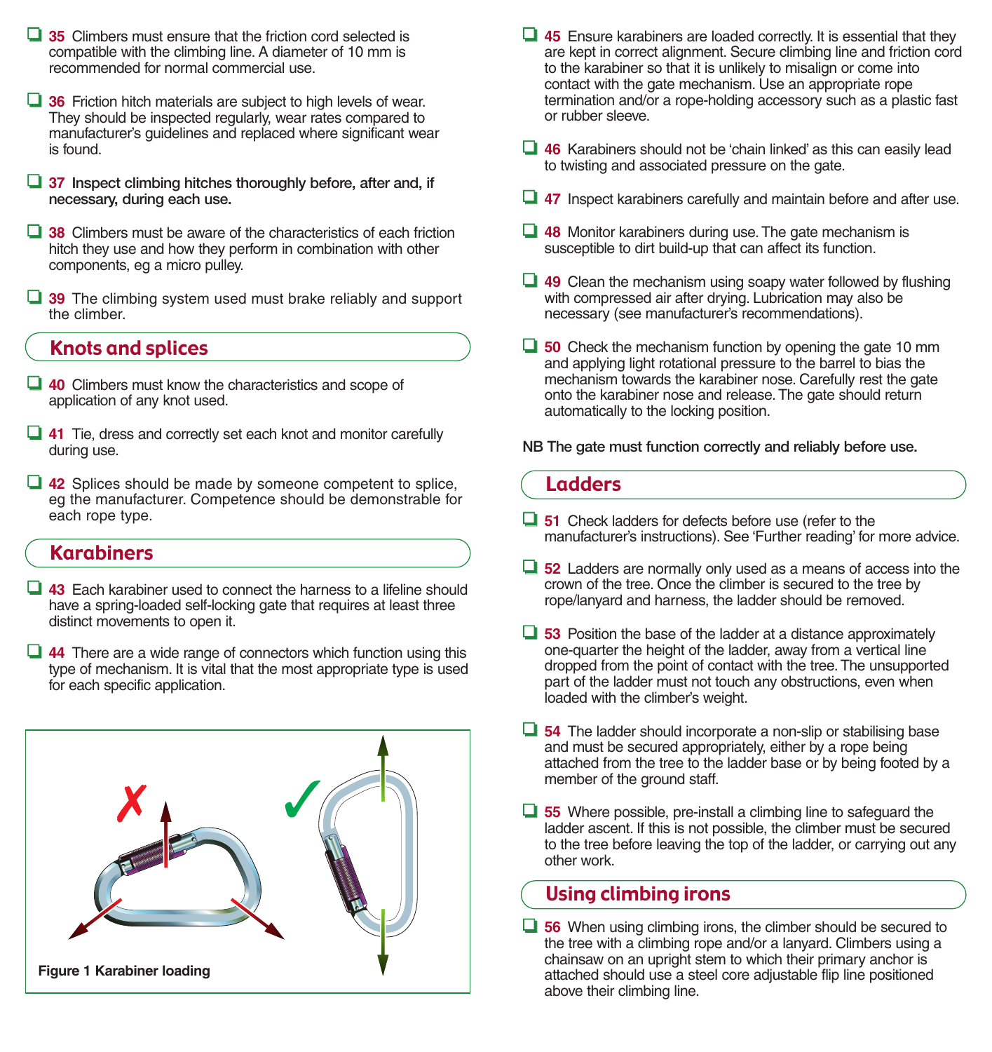- ❑ **35** Climbers must ensure that the friction cord selected is compatible with the climbing line. A diameter of 10 mm is recommended for normal commercial use.

- ❑ **36** Friction hitch materials are subject to high levels of wear. They should be inspected regularly, wear rates compared to manufacturer's guidelines and replaced where significant wear is found.

- ❑ **37 Inspect climbing hitches thoroughly before, after and, if necessary, during each use.**

- ❑ **38** Climbers must be aware of the characteristics of each friction hitch they use and how they perform in combination with other components, eg a micro pulley.

- ❑ **39** The climbing system used must brake reliably and support the climber.

## Knots and splices

- ❑ **40** Climbers must know the characteristics and scope of application of any knot used.

- ❑ **41** Tie, dress and correctly set each knot and monitor carefully during use.

- ❑ **42** Splices should be made by someone competent to splice, eg the manufacturer. Competence should be demonstrable for each rope type.

## Karabiners

- ❑ **43** Each karabiner used to connect the harness to a lifeline should have a spring-loaded self-locking gate that requires at least three distinct movements to open it.

- ❑ **44** There are a wide range of connectors which function using this type of mechanism. It is vital that the most appropriate type is used for each specific application.

**Figure 1 Karabiner loading**

- ❑ **45** Ensure karabiners are loaded correctly. It is essential that they are kept in correct alignment. Secure climbing line and friction cord to the karabiner so that it is unlikely to misalign or come into contact with the gate mechanism. Use an appropriate rope termination and/or a rope-holding accessory such as a plastic fast or rubber sleeve.

- ❑ **46** Karabiners should not be 'chain linked' as this can easily lead to twisting and associated pressure on the gate.

- ❑ **47** Inspect karabiners carefully and maintain before and after use.

- ❑ **48** Monitor karabiners during use. The gate mechanism is susceptible to dirt build-up that can affect its function.

- ❑ **49** Clean the mechanism using soapy water followed by flushing with compressed air after drying. Lubrication may also be necessary (see manufacturer's recommendations).

- ❑ **50** Check the mechanism function by opening the gate 10 mm and applying light rotational pressure to the barrel to bias the mechanism towards the karabiner nose. Carefully rest the gate onto the karabiner nose and release. The gate should return automatically to the locking position.

**NB The gate must function correctly and reliably before use.**

## Ladders

- ❑ **51** Check ladders for defects before use (refer to the manufacturer's instructions). See 'Further reading' for more advice.

- ❑ **52** Ladders are normally only used as a means of access into the crown of the tree. Once the climber is secured to the tree by rope/lanyard and harness, the ladder should be removed.

- ❑ **53** Position the base of the ladder at a distance approximately one-quarter the height of the ladder, away from a vertical line dropped from the point of contact with the tree. The unsupported part of the ladder must not touch any obstructions, even when loaded with the climber's weight.

- ❑ **54** The ladder should incorporate a non-slip or stabilising base and must be secured appropriately, either by a rope being attached from the tree to the ladder base or by being footed by a member of the ground staff.

- ❑ **55** Where possible, pre-install a climbing line to safeguard the ladder ascent. If this is not possible, the climber must be secured to the tree before leaving the top of the ladder, or carrying out any other work.

## Using climbing irons

- ❑ **56** When using climbing irons, the climber should be secured to the tree with a climbing rope and/or a lanyard. Climbers using a chainsaw on an upright stem to which their primary anchor is attached should use a steel core adjustable flip line positioned above their climbing line.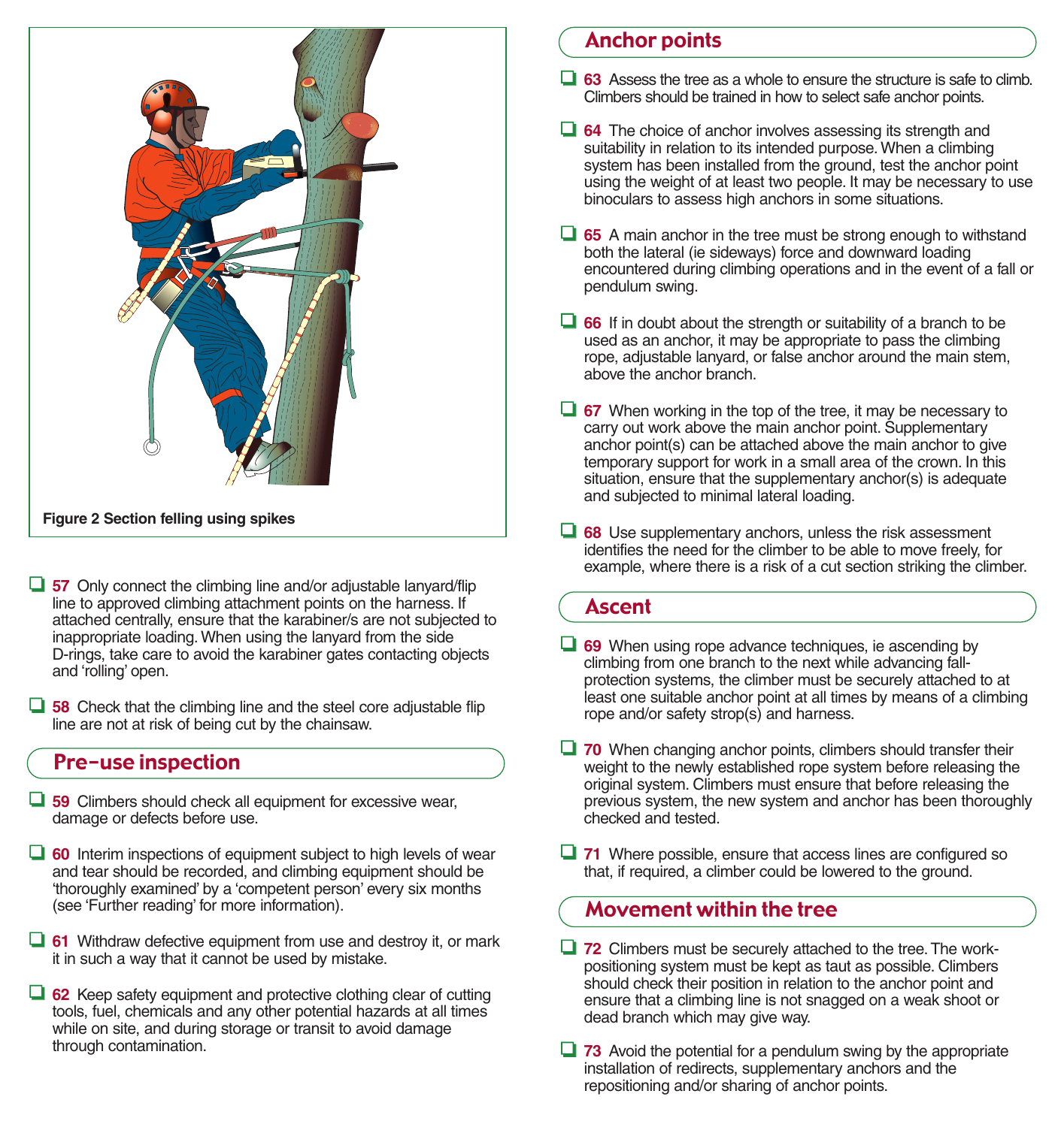Figure 2 Section felling using spikes

- ❑ **57** Only connect the climbing line and/or adjustable lanyard/flip line to approved climbing attachment points on the harness. If attached centrally, ensure that the karabiner/s are not subjected to inappropriate loading. When using the lanyard from the side D-rings, take care to avoid the karabiner gates contacting objects and 'rolling' open.

- ❑ **58** Check that the climbing line and the steel core adjustable flip line are not at risk of being cut by the chainsaw.

## Pre-use inspection

- ❑ **59** Climbers should check all equipment for excessive wear, damage or defects before use.

- ❑ **60** Interim inspections of equipment subject to high levels of wear and tear should be recorded, and climbing equipment should be 'thoroughly examined' by a 'competent person' every six months (see 'Further reading' for more information).

- ❑ **61** Withdraw defective equipment from use and destroy it, or mark it in such a way that it cannot be used by mistake.

- ❑ **62** Keep safety equipment and protective clothing clear of cutting tools, fuel, chemicals and any other potential hazards at all times while on site, and during storage or transit to avoid damage through contamination.

## Anchor points

- ❑ **63** Assess the tree as a whole to ensure the structure is safe to climb. Climbers should be trained in how to select safe anchor points.

- ❑ **64** The choice of anchor involves assessing its strength and suitability in relation to its intended purpose. When a climbing system has been installed from the ground, test the anchor point using the weight of at least two people. It may be necessary to use binoculars to assess high anchors in some situations.

- ❑ **65** A main anchor in the tree must be strong enough to withstand both the lateral (ie sideways) force and downward loading encountered during climbing operations and in the event of a fall or pendulum swing.

- ❑ **66** If in doubt about the strength or suitability of a branch to be used as an anchor, it may be appropriate to pass the climbing rope, adjustable lanyard, or false anchor around the main stem, above the anchor branch.

- ❑ **67** When working in the top of the tree, it may be necessary to carry out work above the main anchor point. Supplementary anchor point(s) can be attached above the main anchor to give temporary support for work in a small area of the crown. In this situation, ensure that the supplementary anchor(s) is adequate and subjected to minimal lateral loading.

- ❑ **68** Use supplementary anchors, unless the risk assessment identifies the need for the climber to be able to move freely, for example, where there is a risk of a cut section striking the climber.

## Ascent

- ❑ **69** When using rope advance techniques, ie ascending by climbing from one branch to the next while advancing fall-protection systems, the climber must be securely attached to at least one suitable anchor point at all times by means of a climbing rope and/or safety strop(s) and harness.

- ❑ **70** When changing anchor points, climbers should transfer their weight to the newly established rope system before releasing the original system. Climbers must ensure that before releasing the previous system, the new system and anchor has been thoroughly checked and tested.

- ❑ **71** Where possible, ensure that access lines are configured so that, if required, a climber could be lowered to the ground.

## Movement within the tree

- ❑ **72** Climbers must be securely attached to the tree. The work-positioning system must be kept as taut as possible. Climbers should check their position in relation to the anchor point and ensure that a climbing line is not snagged on a weak shoot or dead branch which may give way.

- ❑ **73** Avoid the potential for a pendulum swing by the appropriate installation of redirects, supplementary anchors and the repositioning and/or sharing of anchor points.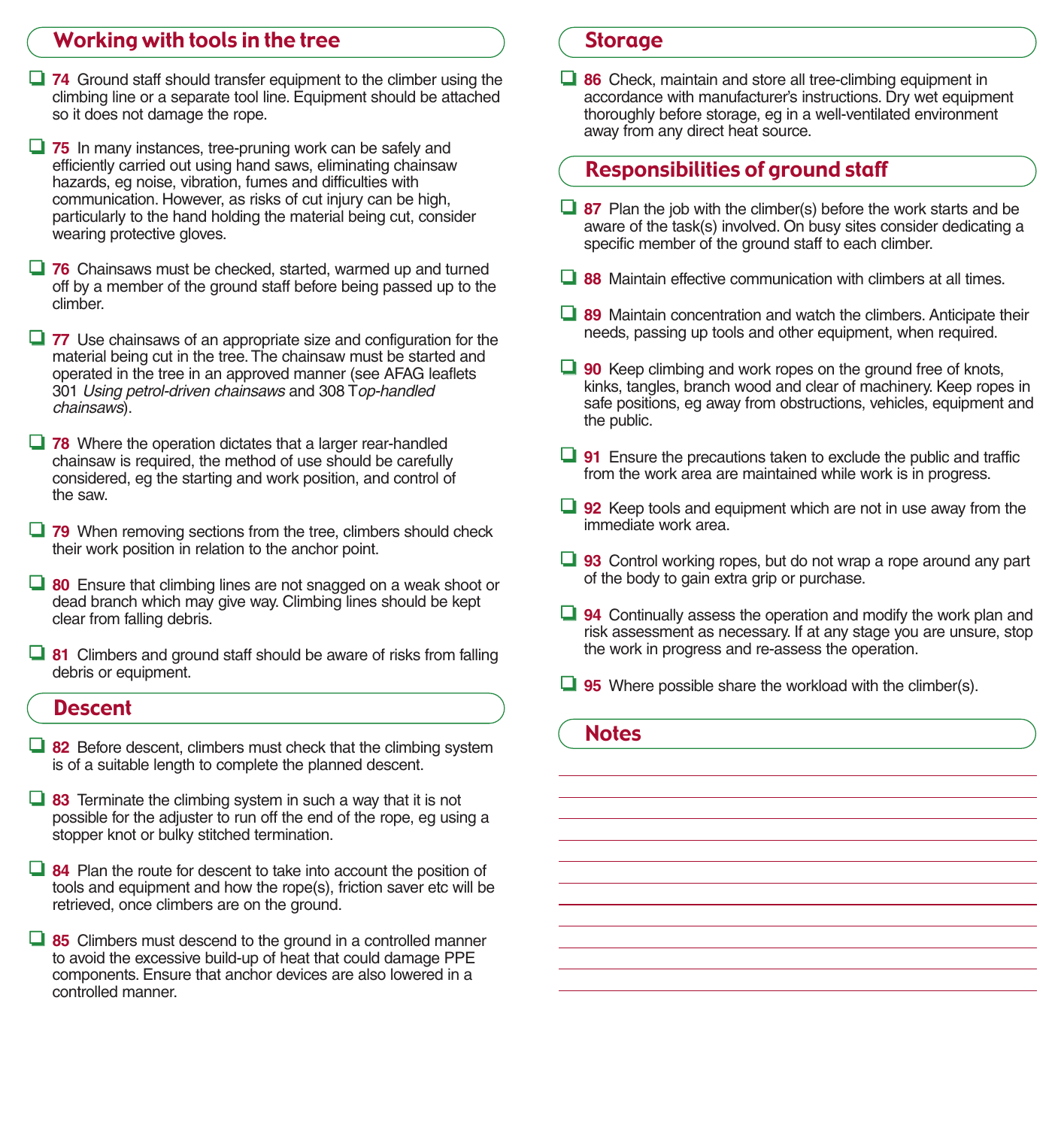## Working with tools in the tree

- **74** Ground staff should transfer equipment to the climber using the climbing line or a separate tool line. Equipment should be attached so it does not damage the rope.

- **75** In many instances, tree-pruning work can be safely and efficiently carried out using hand saws, eliminating chainsaw hazards, eg noise, vibration, fumes and difficulties with communication. However, as risks of cut injury can be high, particularly to the hand holding the material being cut, consider wearing protective gloves.

- **76** Chainsaws must be checked, started, warmed up and turned off by a member of the ground staff before being passed up to the climber.

- **77** Use chainsaws of an appropriate size and configuration for the material being cut in the tree. The chainsaw must be started and operated in the tree in an approved manner (see AFAG leaflets 301 *Using petrol-driven chainsaws* and 308 T*op-handled chainsaws*).

- **78** Where the operation dictates that a larger rear-handled chainsaw is required, the method of use should be carefully considered, eg the starting and work position, and control of the saw.

- **79** When removing sections from the tree, climbers should check their work position in relation to the anchor point.

- **80** Ensure that climbing lines are not snagged on a weak shoot or dead branch which may give way. Climbing lines should be kept clear from falling debris.

- **81** Climbers and ground staff should be aware of risks from falling debris or equipment.

## Descent

- **82** Before descent, climbers must check that the climbing system is of a suitable length to complete the planned descent.

- **83** Terminate the climbing system in such a way that it is not possible for the adjuster to run off the end of the rope, eg using a stopper knot or bulky stitched termination.

- **84** Plan the route for descent to take into account the position of tools and equipment and how the rope(s), friction saver etc will be retrieved, once climbers are on the ground.

- **85** Climbers must descend to the ground in a controlled manner to avoid the excessive build-up of heat that could damage PPE components. Ensure that anchor devices are also lowered in a controlled manner.

## Storage

- **86** Check, maintain and store all tree-climbing equipment in accordance with manufacturer's instructions. Dry wet equipment thoroughly before storage, eg in a well-ventilated environment away from any direct heat source.

## Responsibilities of ground staff

- **87** Plan the job with the climber(s) before the work starts and be aware of the task(s) involved. On busy sites consider dedicating a specific member of the ground staff to each climber.

- **88** Maintain effective communication with climbers at all times.

- **89** Maintain concentration and watch the climbers. Anticipate their needs, passing up tools and other equipment, when required.

- **90** Keep climbing and work ropes on the ground free of knots, kinks, tangles, branch wood and clear of machinery. Keep ropes in safe positions, eg away from obstructions, vehicles, equipment and the public.

- **91** Ensure the precautions taken to exclude the public and traffic from the work area are maintained while work is in progress.

- **92** Keep tools and equipment which are not in use away from the immediate work area.

- **93** Control working ropes, but do not wrap a rope around any part of the body to gain extra grip or purchase.

- **94** Continually assess the operation and modify the work plan and risk assessment as necessary. If at any stage you are unsure, stop the work in progress and re-assess the operation.

- **95** Where possible share the workload with the climber(s).

## Notes